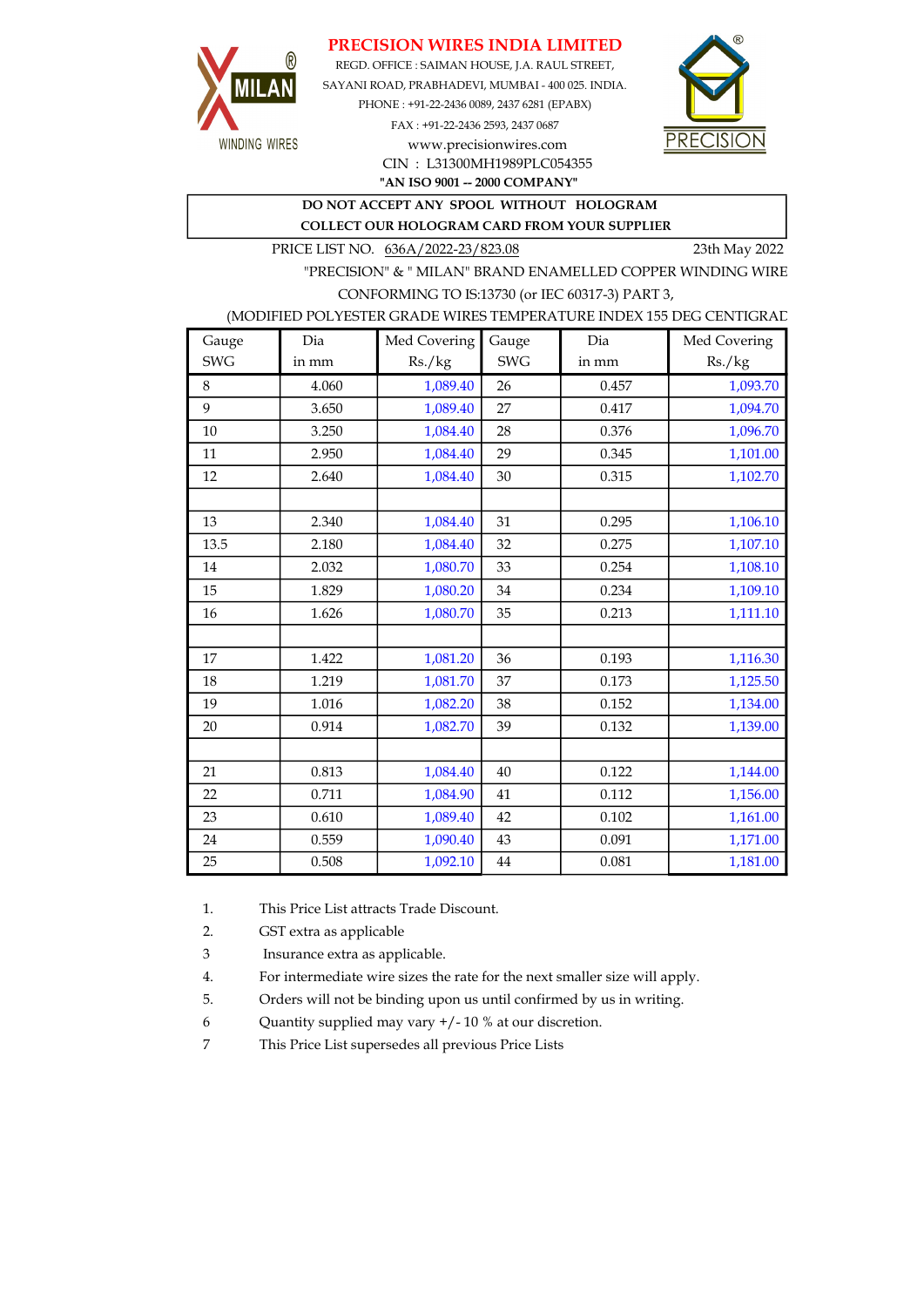# PRECISION WIRES INDIA LIMITED

REGD. OFFICE : SAIMAN HOUSE, J.A. RAUL STREET,
SAYANI ROAD, PRABHADEVI, MUMBAI - 400 025. INDIA.
PHONE : +91-22-2436 0089, 2437 6281 (EPABX)
FAX : +91-22-2436 2593, 2437 0687
www.precisionwires.com
CIN : L31300MH1989PLC054355
**"AN ISO 9001 -- 2000 COMPANY"**

**DO NOT ACCEPT ANY SPOOL WITHOUT HOLOGRAM**
**COLLECT OUR HOLOGRAM CARD FROM YOUR SUPPLIER**

PRICE LIST NO. 636A/2022-23/823.08 — 23th May 2022

"PRECISION" & " MILAN" BRAND ENAMELLED COPPER WINDING WIRE
CONFORMING TO IS:13730 (or IEC 60317-3) PART 3,
(MODIFIED POLYESTER GRADE WIRES TEMPERATURE INDEX 155 DEG CENTIGRAD

| Gauge SWG | Dia in mm | Med Covering Rs./kg | Gauge SWG | Dia in mm | Med Covering Rs./kg |
|---|---|---|---|---|---|
| 8 | 4.060 | 1,089.40 | 26 | 0.457 | 1,093.70 |
| 9 | 3.650 | 1,089.40 | 27 | 0.417 | 1,094.70 |
| 10 | 3.250 | 1,084.40 | 28 | 0.376 | 1,096.70 |
| 11 | 2.950 | 1,084.40 | 29 | 0.345 | 1,101.00 |
| 12 | 2.640 | 1,084.40 | 30 | 0.315 | 1,102.70 |
| | | | | | |
| 13 | 2.340 | 1,084.40 | 31 | 0.295 | 1,106.10 |
| 13.5 | 2.180 | 1,084.40 | 32 | 0.275 | 1,107.10 |
| 14 | 2.032 | 1,080.70 | 33 | 0.254 | 1,108.10 |
| 15 | 1.829 | 1,080.20 | 34 | 0.234 | 1,109.10 |
| 16 | 1.626 | 1,080.70 | 35 | 0.213 | 1,111.10 |
| | | | | | |
| 17 | 1.422 | 1,081.20 | 36 | 0.193 | 1,116.30 |
| 18 | 1.219 | 1,081.70 | 37 | 0.173 | 1,125.50 |
| 19 | 1.016 | 1,082.20 | 38 | 0.152 | 1,134.00 |
| 20 | 0.914 | 1,082.70 | 39 | 0.132 | 1,139.00 |
| | | | | | |
| 21 | 0.813 | 1,084.40 | 40 | 0.122 | 1,144.00 |
| 22 | 0.711 | 1,084.90 | 41 | 0.112 | 1,156.00 |
| 23 | 0.610 | 1,089.40 | 42 | 0.102 | 1,161.00 |
| 24 | 0.559 | 1,090.40 | 43 | 0.091 | 1,171.00 |
| 25 | 0.508 | 1,092.10 | 44 | 0.081 | 1,181.00 |

1. This Price List attracts Trade Discount.
2. GST extra as applicable
3. Insurance extra as applicable.
4. For intermediate wire sizes the rate for the next smaller size will apply.
5. Orders will not be binding upon us until confirmed by us in writing.
6. Quantity supplied may vary +/- 10 % at our discretion.
7. This Price List supersedes all previous Price Lists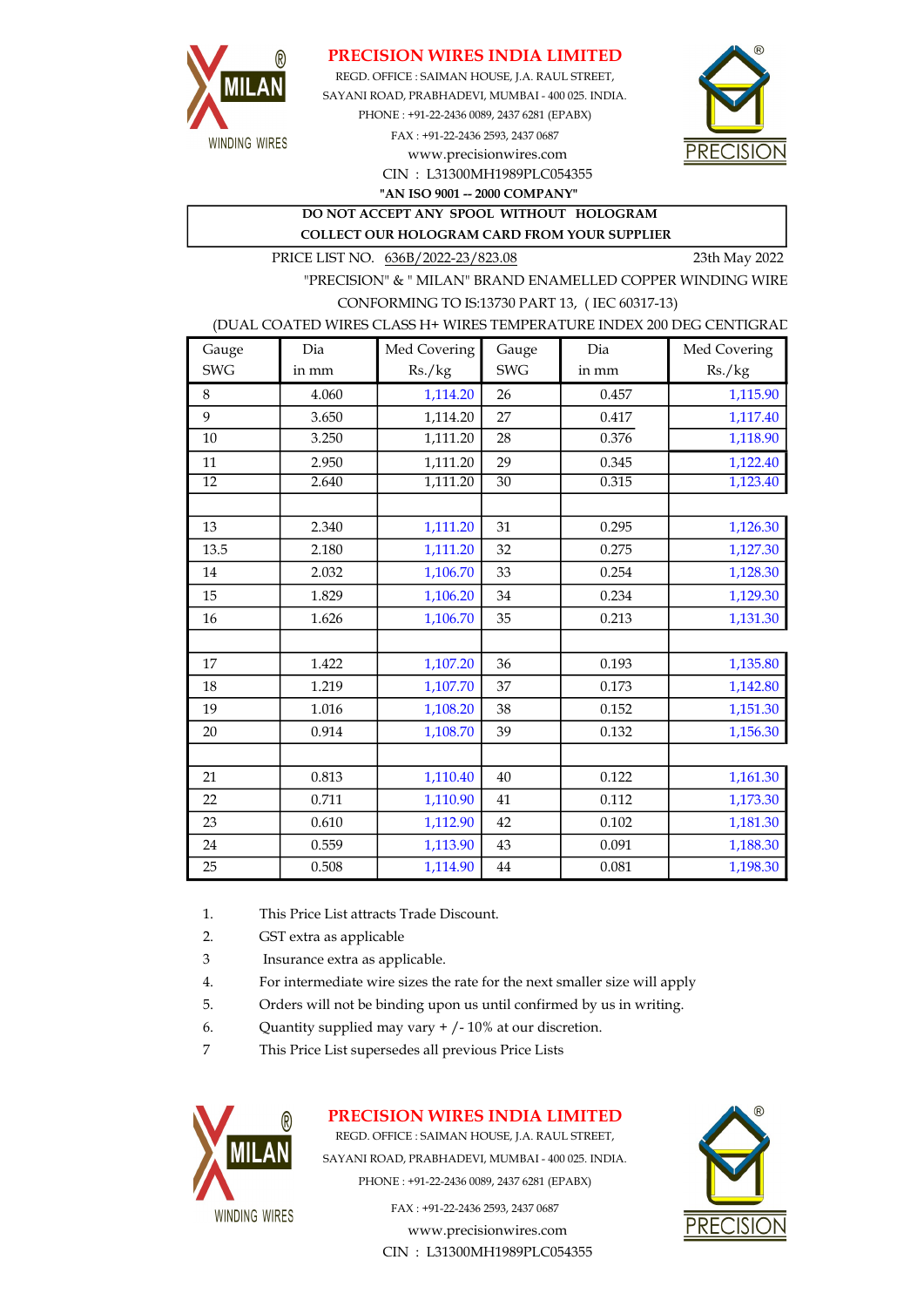## PRECISION WIRES INDIA LIMITED

REGD. OFFICE : SAIMAN HOUSE, J.A. RAUL STREET,
SAYANI ROAD, PRABHADEVI, MUMBAI - 400 025. INDIA.
PHONE : +91-22-2436 0089, 2437 6281 (EPABX)
FAX : +91-22-2436 2593, 2437 0687
www.precisionwires.com
CIN : L31300MH1989PLC054355

**"AN ISO 9001 -- 2000 COMPANY"**

**DO NOT ACCEPT ANY SPOOL WITHOUT HOLOGRAM**
**COLLECT OUR HOLOGRAM CARD FROM YOUR SUPPLIER**

PRICE LIST NO. 636B/2022-23/823.08 23th May 2022

"PRECISION" & " MILAN" BRAND ENAMELLED COPPER WINDING WIRE
CONFORMING TO IS:13730 PART 13, ( IEC 60317-13)
(DUAL COATED WIRES CLASS H+ WIRES TEMPERATURE INDEX 200 DEG CENTIGRAD

| Gauge SWG | Dia in mm | Med Covering Rs./kg | Gauge SWG | Dia in mm | Med Covering Rs./kg |
|---|---|---|---|---|---|
| 8 | 4.060 | 1,114.20 | 26 | 0.457 | 1,115.90 |
| 9 | 3.650 | 1,114.20 | 27 | 0.417 | 1,117.40 |
| 10 | 3.250 | 1,111.20 | 28 | 0.376 | 1,118.90 |
| 11 | 2.950 | 1,111.20 | 29 | 0.345 | 1,122.40 |
| 12 | 2.640 | 1,111.20 | 30 | 0.315 | 1,123.40 |
| | | | | | |
| 13 | 2.340 | 1,111.20 | 31 | 0.295 | 1,126.30 |
| 13.5 | 2.180 | 1,111.20 | 32 | 0.275 | 1,127.30 |
| 14 | 2.032 | 1,106.70 | 33 | 0.254 | 1,128.30 |
| 15 | 1.829 | 1,106.20 | 34 | 0.234 | 1,129.30 |
| 16 | 1.626 | 1,106.70 | 35 | 0.213 | 1,131.30 |
| | | | | | |
| 17 | 1.422 | 1,107.20 | 36 | 0.193 | 1,135.80 |
| 18 | 1.219 | 1,107.70 | 37 | 0.173 | 1,142.80 |
| 19 | 1.016 | 1,108.20 | 38 | 0.152 | 1,151.30 |
| 20 | 0.914 | 1,108.70 | 39 | 0.132 | 1,156.30 |
| | | | | | |
| 21 | 0.813 | 1,110.40 | 40 | 0.122 | 1,161.30 |
| 22 | 0.711 | 1,110.90 | 41 | 0.112 | 1,173.30 |
| 23 | 0.610 | 1,112.90 | 42 | 0.102 | 1,181.30 |
| 24 | 0.559 | 1,113.90 | 43 | 0.091 | 1,188.30 |
| 25 | 0.508 | 1,114.90 | 44 | 0.081 | 1,198.30 |

1. This Price List attracts Trade Discount.
2. GST extra as applicable
3. Insurance extra as applicable.
4. For intermediate wire sizes the rate for the next smaller size will apply
5. Orders will not be binding upon us until confirmed by us in writing.
6. Quantity supplied may vary + /- 10% at our discretion.
7. This Price List supersedes all previous Price Lists

## PRECISION WIRES INDIA LIMITED

REGD. OFFICE : SAIMAN HOUSE, J.A. RAUL STREET,
SAYANI ROAD, PRABHADEVI, MUMBAI - 400 025. INDIA.
PHONE : +91-22-2436 0089, 2437 6281 (EPABX)
FAX : +91-22-2436 2593, 2437 0687
www.precisionwires.com
CIN : L31300MH1989PLC054355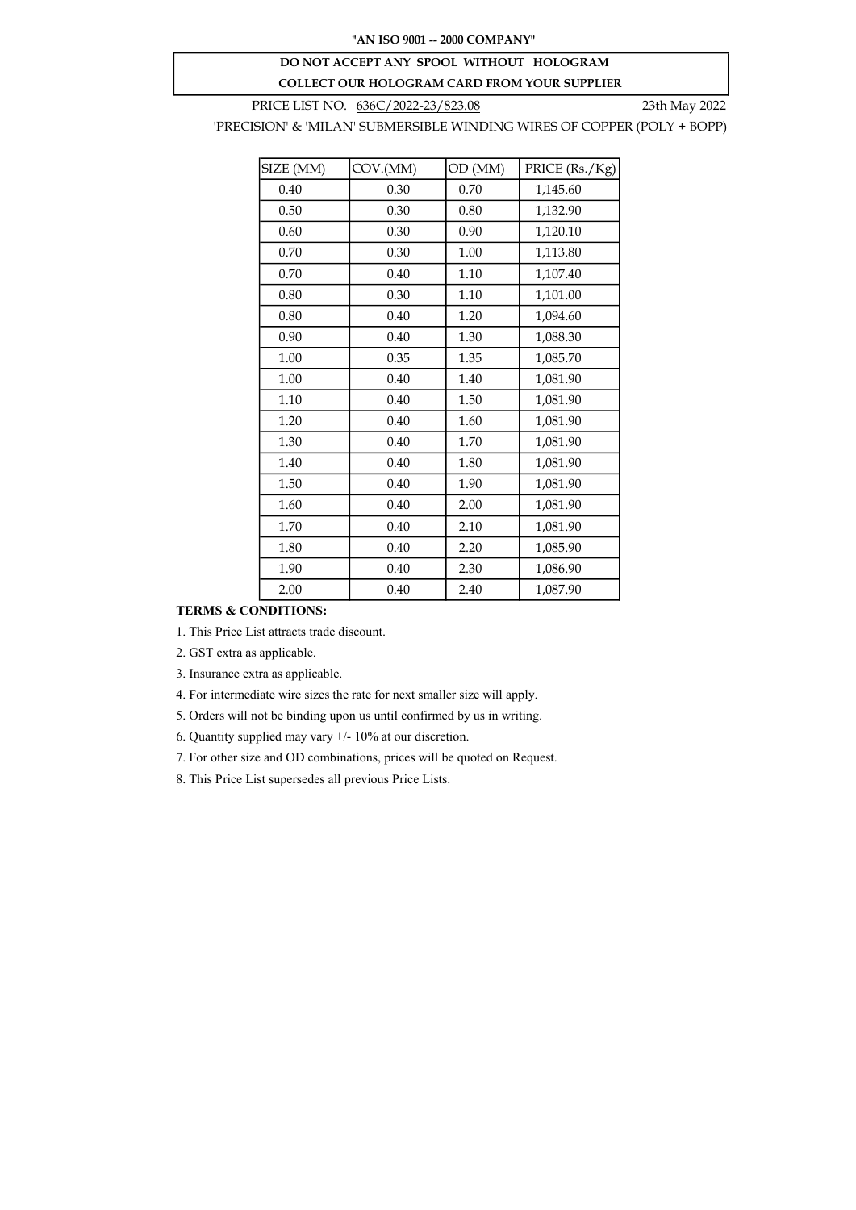**"AN ISO 9001 -- 2000 COMPANY"**

**DO NOT ACCEPT ANY SPOOL WITHOUT HOLOGRAM**

**COLLECT OUR HOLOGRAM CARD FROM YOUR SUPPLIER**

PRICE LIST NO. 636C/2022-23/823.08 23th May 2022

'PRECISION' & 'MILAN' SUBMERSIBLE WINDING WIRES OF COPPER (POLY + BOPP)

| SIZE (MM) | COV.(MM) | OD (MM) | PRICE (Rs./Kg) |
|---|---|---|---|
| 0.40 | 0.30 | 0.70 | 1,145.60 |
| 0.50 | 0.30 | 0.80 | 1,132.90 |
| 0.60 | 0.30 | 0.90 | 1,120.10 |
| 0.70 | 0.30 | 1.00 | 1,113.80 |
| 0.70 | 0.40 | 1.10 | 1,107.40 |
| 0.80 | 0.30 | 1.10 | 1,101.00 |
| 0.80 | 0.40 | 1.20 | 1,094.60 |
| 0.90 | 0.40 | 1.30 | 1,088.30 |
| 1.00 | 0.35 | 1.35 | 1,085.70 |
| 1.00 | 0.40 | 1.40 | 1,081.90 |
| 1.10 | 0.40 | 1.50 | 1,081.90 |
| 1.20 | 0.40 | 1.60 | 1,081.90 |
| 1.30 | 0.40 | 1.70 | 1,081.90 |
| 1.40 | 0.40 | 1.80 | 1,081.90 |
| 1.50 | 0.40 | 1.90 | 1,081.90 |
| 1.60 | 0.40 | 2.00 | 1,081.90 |
| 1.70 | 0.40 | 2.10 | 1,081.90 |
| 1.80 | 0.40 | 2.20 | 1,085.90 |
| 1.90 | 0.40 | 2.30 | 1,086.90 |
| 2.00 | 0.40 | 2.40 | 1,087.90 |

**TERMS & CONDITIONS:**

1. This Price List attracts trade discount.
2. GST extra as applicable.
3. Insurance extra as applicable.
4. For intermediate wire sizes the rate for next smaller size will apply.
5. Orders will not be binding upon us until confirmed by us in writing.
6. Quantity supplied may vary +/- 10% at our discretion.
7. For other size and OD combinations, prices will be quoted on Request.
8. This Price List supersedes all previous Price Lists.